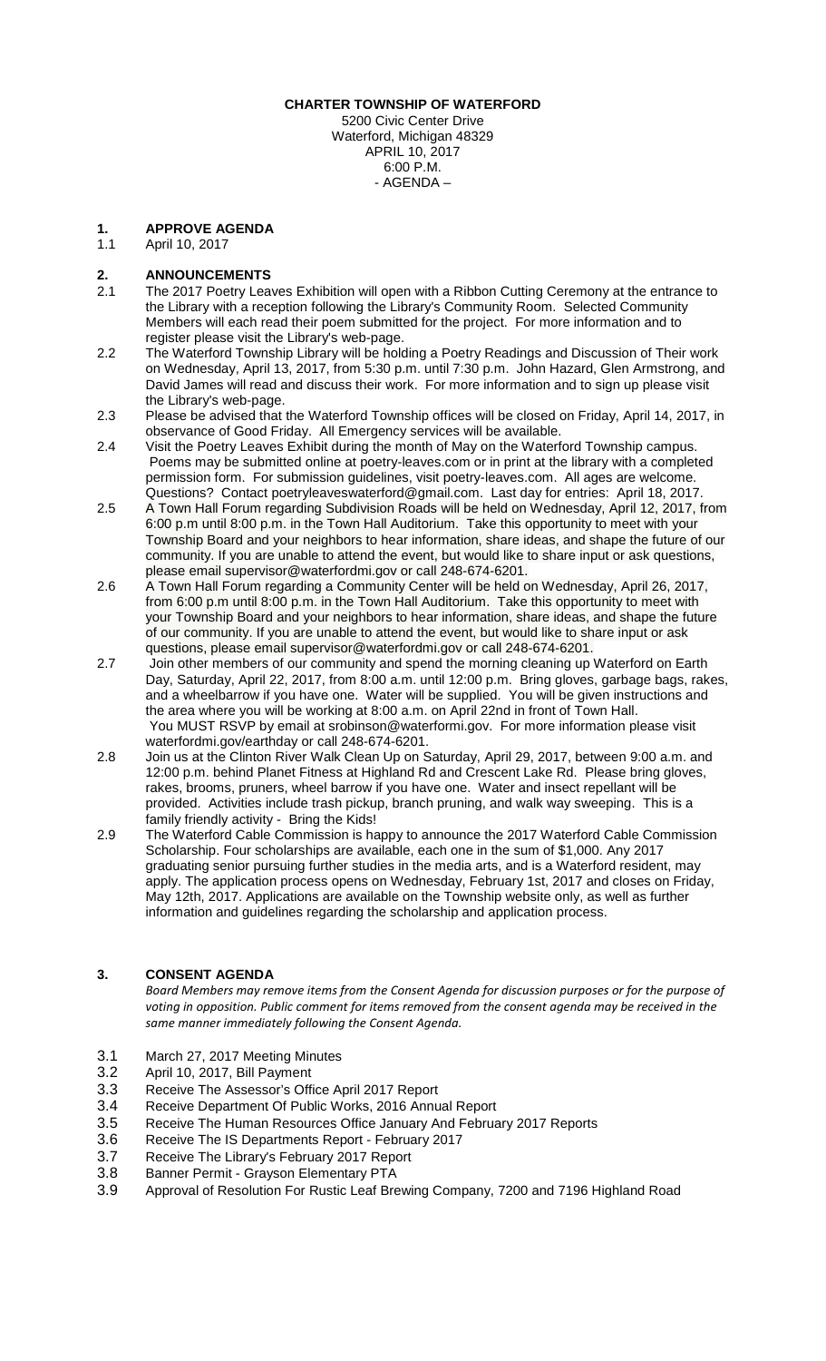**CHARTER TOWNSHIP OF WATERFORD**

5200 Civic Center Drive
Waterford, Michigan 48329
APRIL 10, 2017
6:00 P.M.
- AGENDA –

## 1. APPROVE AGENDA

1.1 April 10, 2017

## 2. ANNOUNCEMENTS

2.1 The 2017 Poetry Leaves Exhibition will open with a Ribbon Cutting Ceremony at the entrance to the Library with a reception following the Library's Community Room. Selected Community Members will each read their poem submitted for the project. For more information and to register please visit the Library's web-page.

2.2 The Waterford Township Library will be holding a Poetry Readings and Discussion of Their work on Wednesday, April 13, 2017, from 5:30 p.m. until 7:30 p.m. John Hazard, Glen Armstrong, and David James will read and discuss their work. For more information and to sign up please visit the Library's web-page.

2.3 Please be advised that the Waterford Township offices will be closed on Friday, April 14, 2017, in observance of Good Friday. All Emergency services will be available.

2.4 Visit the Poetry Leaves Exhibit during the month of May on the Waterford Township campus. Poems may be submitted online at poetry-leaves.com or in print at the library with a completed permission form. For submission guidelines, visit poetry-leaves.com. All ages are welcome. Questions? Contact poetryleaveswaterford@gmail.com. Last day for entries: April 18, 2017.

2.5 A Town Hall Forum regarding Subdivision Roads will be held on Wednesday, April 12, 2017, from 6:00 p.m until 8:00 p.m. in the Town Hall Auditorium. Take this opportunity to meet with your Township Board and your neighbors to hear information, share ideas, and shape the future of our community. If you are unable to attend the event, but would like to share input or ask questions, please email supervisor@waterfordmi.gov or call 248-674-6201.

2.6 A Town Hall Forum regarding a Community Center will be held on Wednesday, April 26, 2017, from 6:00 p.m until 8:00 p.m. in the Town Hall Auditorium. Take this opportunity to meet with your Township Board and your neighbors to hear information, share ideas, and shape the future of our community. If you are unable to attend the event, but would like to share input or ask questions, please email supervisor@waterfordmi.gov or call 248-674-6201.

2.7 Join other members of our community and spend the morning cleaning up Waterford on Earth Day, Saturday, April 22, 2017, from 8:00 a.m. until 12:00 p.m. Bring gloves, garbage bags, rakes, and a wheelbarrow if you have one. Water will be supplied. You will be given instructions and the area where you will be working at 8:00 a.m. on April 22nd in front of Town Hall. You MUST RSVP by email at srobinson@waterformi.gov. For more information please visit waterfordmi.gov/earthday or call 248-674-6201.

2.8 Join us at the Clinton River Walk Clean Up on Saturday, April 29, 2017, between 9:00 a.m. and 12:00 p.m. behind Planet Fitness at Highland Rd and Crescent Lake Rd. Please bring gloves, rakes, brooms, pruners, wheel barrow if you have one. Water and insect repellant will be provided. Activities include trash pickup, branch pruning, and walk way sweeping. This is a family friendly activity - Bring the Kids!

2.9 The Waterford Cable Commission is happy to announce the 2017 Waterford Cable Commission Scholarship. Four scholarships are available, each one in the sum of $1,000. Any 2017 graduating senior pursuing further studies in the media arts, and is a Waterford resident, may apply. The application process opens on Wednesday, February 1st, 2017 and closes on Friday, May 12th, 2017. Applications are available on the Township website only, as well as further information and guidelines regarding the scholarship and application process.

## 3. CONSENT AGENDA

*Board Members may remove items from the Consent Agenda for discussion purposes or for the purpose of voting in opposition. Public comment for items removed from the consent agenda may be received in the same manner immediately following the Consent Agenda.*

3.1 March 27, 2017 Meeting Minutes
3.2 April 10, 2017, Bill Payment
3.3 Receive The Assessor's Office April 2017 Report
3.4 Receive Department Of Public Works, 2016 Annual Report
3.5 Receive The Human Resources Office January And February 2017 Reports
3.6 Receive The IS Departments Report - February 2017
3.7 Receive The Library's February 2017 Report
3.8 Banner Permit - Grayson Elementary PTA
3.9 Approval of Resolution For Rustic Leaf Brewing Company, 7200 and 7196 Highland Road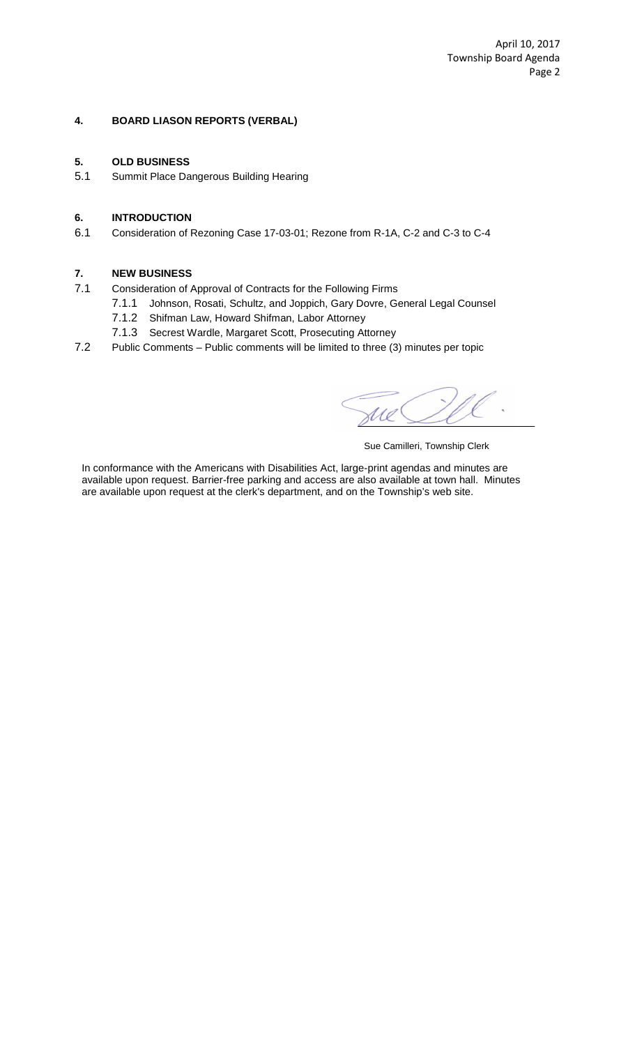## 4. BOARD LIASON REPORTS (VERBAL)

## 5. OLD BUSINESS

5.1 Summit Place Dangerous Building Hearing

## 6. INTRODUCTION

6.1 Consideration of Rezoning Case 17-03-01; Rezone from R-1A, C-2 and C-3 to C-4

## 7. NEW BUSINESS

7.1 Consideration of Approval of Contracts for the Following Firms
- 7.1.1 Johnson, Rosati, Schultz, and Joppich, Gary Dovre, General Legal Counsel
- 7.1.2 Shifman Law, Howard Shifman, Labor Attorney
- 7.1.3 Secrest Wardle, Margaret Scott, Prosecuting Attorney

7.2 Public Comments – Public comments will be limited to three (3) minutes per topic

Sue Camilleri, Township Clerk

In conformance with the Americans with Disabilities Act, large-print agendas and minutes are available upon request. Barrier-free parking and access are also available at town hall. Minutes are available upon request at the clerk's department, and on the Township's web site.